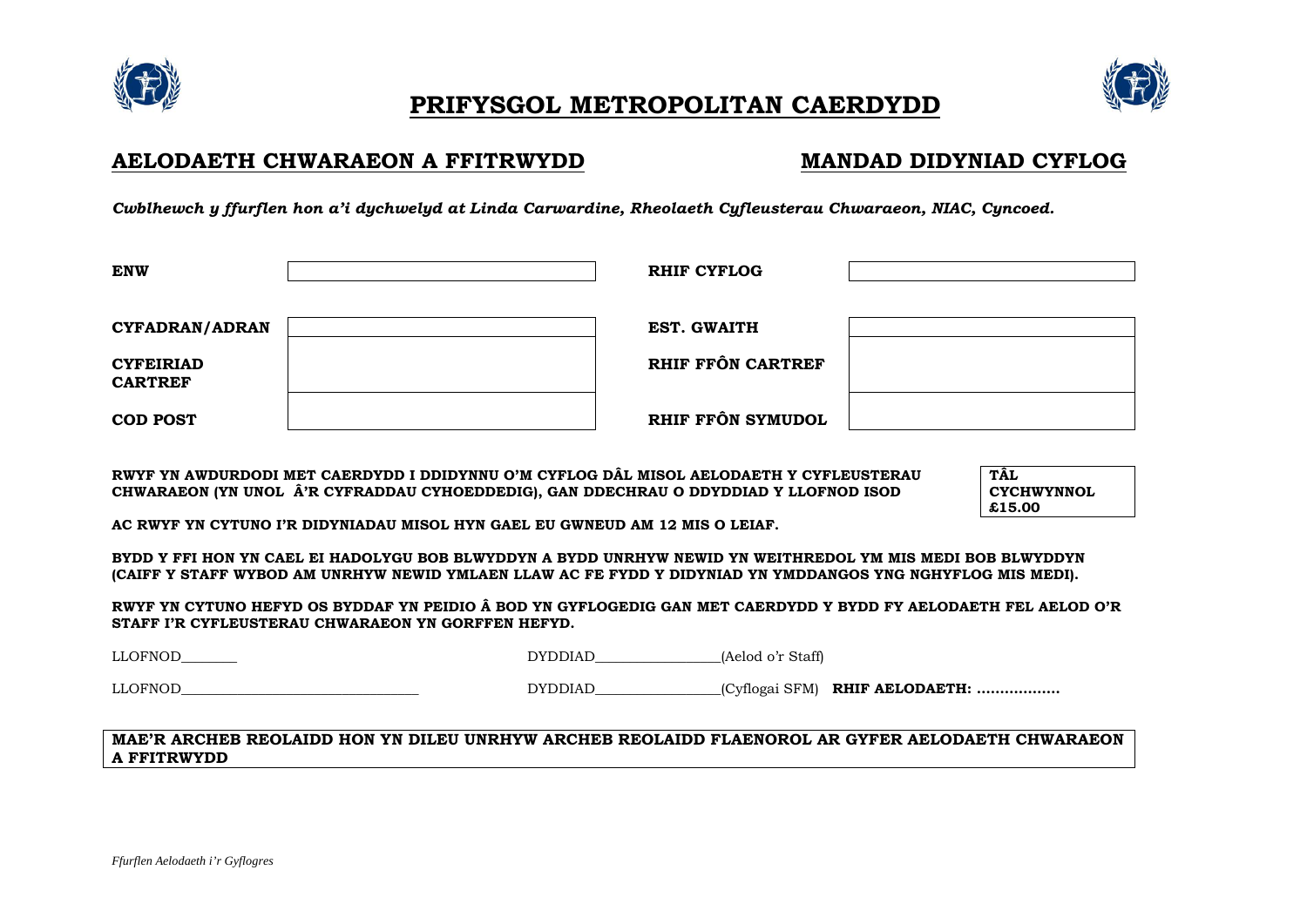# PRIFYSGOL METROPOLITAN CAERDYDD

## AELODAETH CHWARAEON A FFITRWYDD

## MANDAD DIDYNIAD CYFLOG

***Cwblhewch y ffurflen hon a'i dychwelyd at Linda Carwardine, Rheolaeth Cyfleusterau Chwaraeon, NIAC, Cyncoed.***

| | | | |
|---|---|---|---|
| **ENW** | | **RHIF CYFLOG** | |
| **CYFADRAN/ADRAN** | | **EST. GWAITH** | |
| **CYFEIRIAD CARTREF** | | **RHIF FFÔN CARTREF** | |
| **COD POST** | | **RHIF FFÔN SYMUDOL** | |

**RWYF YN AWDURDODI MET CAERDYDD I DDIDYNNU O'M CYFLOG DÂL MISOL AELODAETH Y CYFLEUSTERAU CHWARAEON (YN UNOL Â'R CYFRADDAU CYHOEDDEDIG), GAN DDECHRAU O DDYDDIAD Y LLOFNOD ISOD**

**TÂL CYCHWYNNOL £15.00**

**AC RWYF YN CYTUNO I'R DIDYNIADAU MISOL HYN GAEL EU GWNEUD AM 12 MIS O LEIAF.**

**BYDD Y FFI HON YN CAEL EI HADOLYGU BOB BLWYDDYN A BYDD UNRHYW NEWID YN WEITHREDOL YM MIS MEDI BOB BLWYDDYN (CAIFF Y STAFF WYBOD AM UNRHYW NEWID YMLAEN LLAW AC FE FYDD Y DIDYNIAD YN YMDDANGOS YNG NGHYFLOG MIS MEDI).**

**RWYF YN CYTUNO HEFYD OS BYDDAF YN PEIDIO Â BOD YN GYFLOGEDIG GAN MET CAERDYDD Y BYDD FY AELODAETH FEL AELOD O'R STAFF I'R CYFLEUSTERAU CHWARAEON YN GORFFEN HEFYD.**

LLOFNOD________ DYDDIAD_________________(Aelod o'r Staff)

LLOFNOD_________________________________ DYDDIAD_________________(Cyflogai SFM) **RHIF AELODAETH: ………………**

**MAE'R ARCHEB REOLAIDD HON YN DILEU UNRHYW ARCHEB REOLAIDD FLAENOROL AR GYFER AELODAETH CHWARAEON A FFITRWYDD**

*Ffurflen Aelodaeth i'r Gyflogres*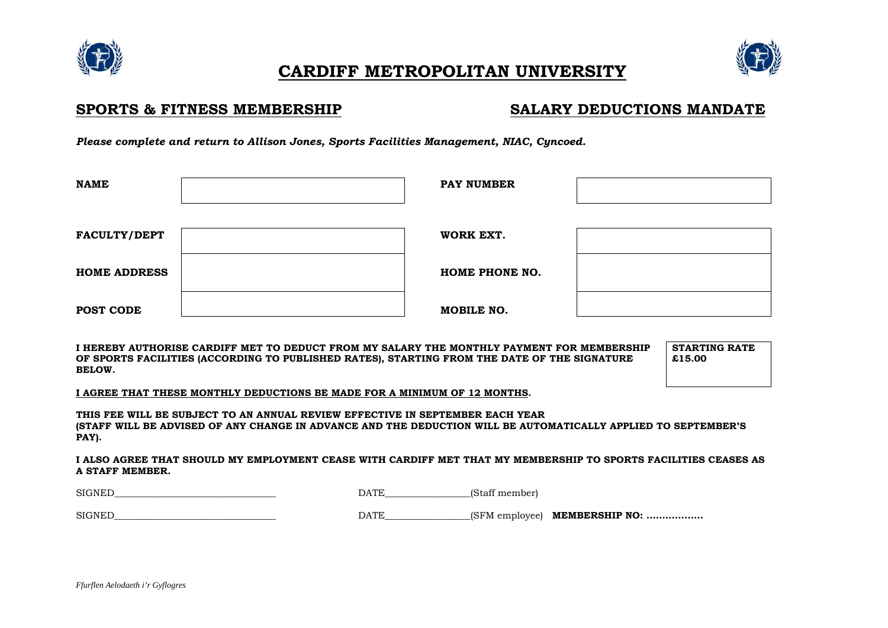# CARDIFF METROPOLITAN UNIVERSITY

## SPORTS & FITNESS MEMBERSHIP — SALARY DEDUCTIONS MANDATE

***Please complete and return to Allison Jones, Sports Facilities Management, NIAC, Cyncoed.***

| | | | |
|---|---|---|---|
| **NAME** | | **PAY NUMBER** | |
| **FACULTY/DEPT** | | **WORK EXT.** | |
| **HOME ADDRESS** | | **HOME PHONE NO.** | |
| **POST CODE** | | **MOBILE NO.** | |

**I HEREBY AUTHORISE CARDIFF MET TO DEDUCT FROM MY SALARY THE MONTHLY PAYMENT FOR MEMBERSHIP OF SPORTS FACILITIES (ACCORDING TO PUBLISHED RATES), STARTING FROM THE DATE OF THE SIGNATURE BELOW.**

**STARTING RATE £15.00**

**<u>I AGREE THAT THESE MONTHLY DEDUCTIONS BE MADE FOR A MINIMUM OF 12 MONTHS</u>.**

**THIS FEE WILL BE SUBJECT TO AN ANNUAL REVIEW EFFECTIVE IN SEPTEMBER EACH YEAR (STAFF WILL BE ADVISED OF ANY CHANGE IN ADVANCE AND THE DEDUCTION WILL BE AUTOMATICALLY APPLIED TO SEPTEMBER'S PAY).**

**I ALSO AGREE THAT SHOULD MY EMPLOYMENT CEASE WITH CARDIFF MET THAT MY MEMBERSHIP TO SPORTS FACILITIES CEASES AS A STAFF MEMBER.**

SIGNED_______________________________ DATE_______________(Staff member)

SIGNED_______________________________ DATE_______________(SFM employee) **MEMBERSHIP NO: ………………**

*Ffurflen Aelodaeth i'r Gyflogres*